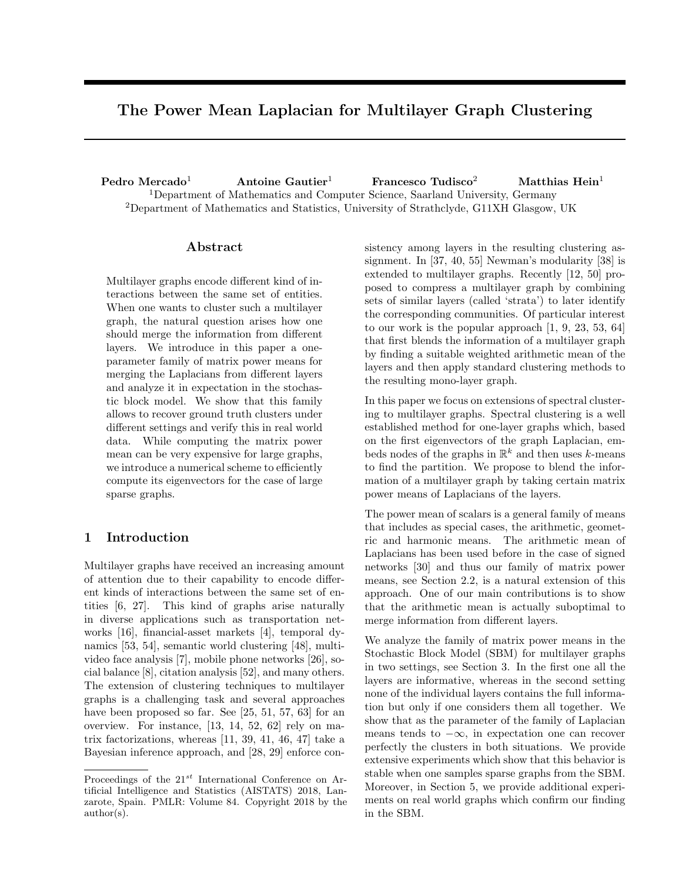# The Power Mean Laplacian for Multilayer Graph Clustering

**Pedro Mercado**[1] **Antoine Gautier**[1] **Francesco Tudisco**[2] **Matthias Hein**[1]

[1]Department of Mathematics and Computer Science, Saarland University, Germany

[2]Department of Mathematics and Statistics, University of Strathclyde, G11XH Glasgow, UK

## Abstract

Multilayer graphs encode different kind of interactions between the same set of entities. When one wants to cluster such a multilayer graph, the natural question arises how one should merge the information from different layers. We introduce in this paper a one-parameter family of matrix power means for merging the Laplacians from different layers and analyze it in expectation in the stochastic block model. We show that this family allows to recover ground truth clusters under different settings and verify this in real world data. While computing the matrix power mean can be very expensive for large graphs, we introduce a numerical scheme to efficiently compute its eigenvectors for the case of large sparse graphs.

## 1 Introduction

Multilayer graphs have received an increasing amount of attention due to their capability to encode different kinds of interactions between the same set of entities [6, 27]. This kind of graphs arise naturally in diverse applications such as transportation networks [16], financial-asset markets [4], temporal dynamics [53, 54], semantic world clustering [48], multi-video face analysis [7], mobile phone networks [26], social balance [8], citation analysis [52], and many others. The extension of clustering techniques to multilayer graphs is a challenging task and several approaches have been proposed so far. See [25, 51, 57, 63] for an overview. For instance, [13, 14, 52, 62] rely on matrix factorizations, whereas [11, 39, 41, 46, 47] take a Bayesian inference approach, and [28, 29] enforce consistency among layers in the resulting clustering assignment. In [37, 40, 55] Newman's modularity [38] is extended to multilayer graphs. Recently [12, 50] proposed to compress a multilayer graph by combining sets of similar layers (called 'strata') to later identify the corresponding communities. Of particular interest to our work is the popular approach [1, 9, 23, 53, 64] that first blends the information of a multilayer graph by finding a suitable weighted arithmetic mean of the layers and then apply standard clustering methods to the resulting mono-layer graph.

In this paper we focus on extensions of spectral clustering to multilayer graphs. Spectral clustering is a well established method for one-layer graphs which, based on the first eigenvectors of the graph Laplacian, embeds nodes of the graphs in $\mathbb{R}^k$ and then uses $k$-means to find the partition. We propose to blend the information of a multilayer graph by taking certain matrix power means of Laplacians of the layers.

The power mean of scalars is a general family of means that includes as special cases, the arithmetic, geometric and harmonic means. The arithmetic mean of Laplacians has been used before in the case of signed networks [30] and thus our family of matrix power means, see Section 2.2, is a natural extension of this approach. One of our main contributions is to show that the arithmetic mean is actually suboptimal to merge information from different layers.

We analyze the family of matrix power means in the Stochastic Block Model (SBM) for multilayer graphs in two settings, see Section 3. In the first one all the layers are informative, whereas in the second setting none of the individual layers contains the full information but only if one considers them all together. We show that as the parameter of the family of Laplacian means tends to $-\infty$, in expectation one can recover perfectly the clusters in both situations. We provide extensive experiments which show that this behavior is stable when one samples sparse graphs from the SBM. Moreover, in Section 5, we provide additional experiments on real world graphs which confirm our finding in the SBM.

Proceedings of the 21$^{st}$ International Conference on Artificial Intelligence and Statistics (AISTATS) 2018, Lanzarote, Spain. PMLR: Volume 84. Copyright 2018 by the author(s).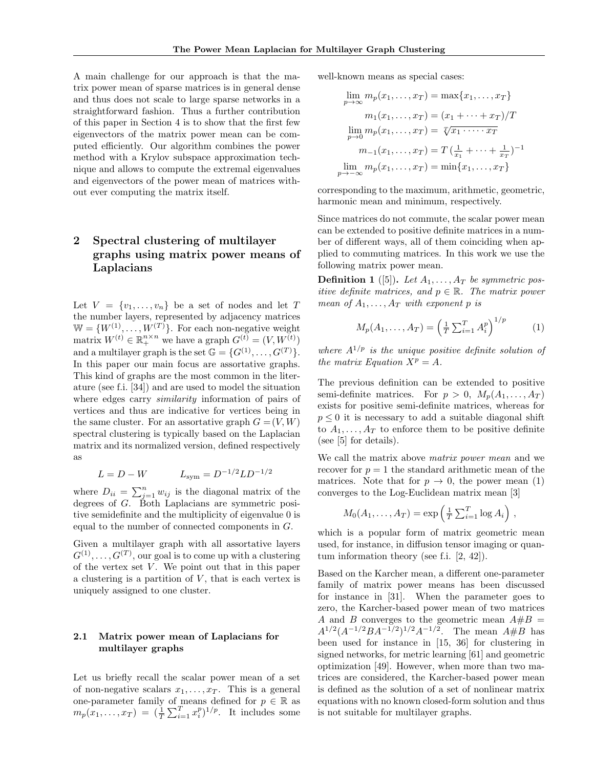A main challenge for our approach is that the matrix power mean of sparse matrices is in general dense and thus does not scale to large sparse networks in a straightforward fashion. Thus a further contribution of this paper in Section 4 is to show that the first few eigenvectors of the matrix power mean can be computed efficiently. Our algorithm combines the power method with a Krylov subspace approximation technique and allows to compute the extremal eigenvalues and eigenvectors of the power mean of matrices without ever computing the matrix itself.

## 2 Spectral clustering of multilayer graphs using matrix power means of Laplacians

Let $V = \{v_1, \dots, v_n\}$ be a set of nodes and let $T$ the number layers, represented by adjacency matrices $\mathbb{W} = \{W^{(1)}, \dots, W^{(T)}\}$. For each non-negative weight matrix $W^{(t)} \in \mathbb{R}_+^{n \times n}$ we have a graph $G^{(t)} = (V, W^{(t)})$ and a multilayer graph is the set $\mathbb{G} = \{G^{(1)}, \dots, G^{(T)}\}$. In this paper our main focus are assortative graphs. This kind of graphs are the most common in the literature (see f.i. [34]) and are used to model the situation where edges carry *similarity* information of pairs of vertices and thus are indicative for vertices being in the same cluster. For an assortative graph $G = (V, W)$ spectral clustering is typically based on the Laplacian matrix and its normalized version, defined respectively as

$$L = D - W \qquad L_{\text{sym}} = D^{-1/2} L D^{-1/2}$$

where $D_{ii} = \sum_{j=1}^{n} w_{ij}$ is the diagonal matrix of the degrees of $G$. Both Laplacians are symmetric positive semidefinite and the multiplicity of eigenvalue 0 is equal to the number of connected components in $G$.

Given a multilayer graph with all assortative layers $G^{(1)}, \dots, G^{(T)}$, our goal is to come up with a clustering of the vertex set $V$. We point out that in this paper a clustering is a partition of $V$, that is each vertex is uniquely assigned to one cluster.

### 2.1 Matrix power mean of Laplacians for multilayer graphs

Let us briefly recall the scalar power mean of a set of non-negative scalars $x_1, \dots, x_T$. This is a general one-parameter family of means defined for $p \in \mathbb{R}$ as $m_p(x_1, \dots, x_T) = (\frac{1}{T}\sum_{i=1}^{T} x_i^p)^{1/p}$. It includes some well-known means as special cases:

$$\lim_{p \to \infty} m_p(x_1, \dots, x_T) = \max\{x_1, \dots, x_T\}$$
$$m_1(x_1, \dots, x_T) = (x_1 + \dots + x_T)/T$$
$$\lim_{p \to 0} m_p(x_1, \dots, x_T) = \sqrt[T]{x_1 \cdot \dots \cdot x_T}$$
$$m_{-1}(x_1, \dots, x_T) = T\,(\tfrac{1}{x_1} + \dots + \tfrac{1}{x_T})^{-1}$$
$$\lim_{p \to -\infty} m_p(x_1, \dots, x_T) = \min\{x_1, \dots, x_T\}$$

corresponding to the maximum, arithmetic, geometric, harmonic mean and minimum, respectively.

Since matrices do not commute, the scalar power mean can be extended to positive definite matrices in a number of different ways, all of them coinciding when applied to commuting matrices. In this work we use the following matrix power mean.

**Definition 1** ([5]). *Let $A_1, \dots, A_T$ be symmetric positive definite matrices, and $p \in \mathbb{R}$. The matrix power mean of $A_1, \dots, A_T$ with exponent $p$ is*

$$M_p(A_1, \dots, A_T) = \Big(\tfrac{1}{T}\sum_{i=1}^{T} A_i^p\Big)^{1/p} \tag{1}$$

*where $A^{1/p}$ is the unique positive definite solution of the matrix Equation $X^p = A$.*

The previous definition can be extended to positive semi-definite matrices. For $p > 0$, $M_p(A_1, \dots, A_T)$ exists for positive semi-definite matrices, whereas for $p \leq 0$ it is necessary to add a suitable diagonal shift to $A_1, \dots, A_T$ to enforce them to be positive definite (see [5] for details).

We call the matrix above *matrix power mean* and we recover for $p = 1$ the standard arithmetic mean of the matrices. Note that for $p \to 0$, the power mean (1) converges to the Log-Euclidean matrix mean [3]

$$M_0(A_1, \dots, A_T) = \exp\Big(\tfrac{1}{T}\sum_{i=1}^{T} \log A_i\Big)\,,$$

which is a popular form of matrix geometric mean used, for instance, in diffusion tensor imaging or quantum information theory (see f.i. [2, 42]).

Based on the Karcher mean, a different one-parameter family of matrix power means has been discussed for instance in [31]. When the parameter goes to zero, the Karcher-based power mean of two matrices $A$ and $B$ converges to the geometric mean $A\#B = A^{1/2}(A^{-1/2}BA^{-1/2})^{1/2}A^{-1/2}$. The mean $A\#B$ has been used for instance in [15, 36] for clustering in signed networks, for metric learning [61] and geometric optimization [49]. However, when more than two matrices are considered, the Karcher-based power mean is defined as the solution of a set of nonlinear matrix equations with no known closed-form solution and thus is not suitable for multilayer graphs.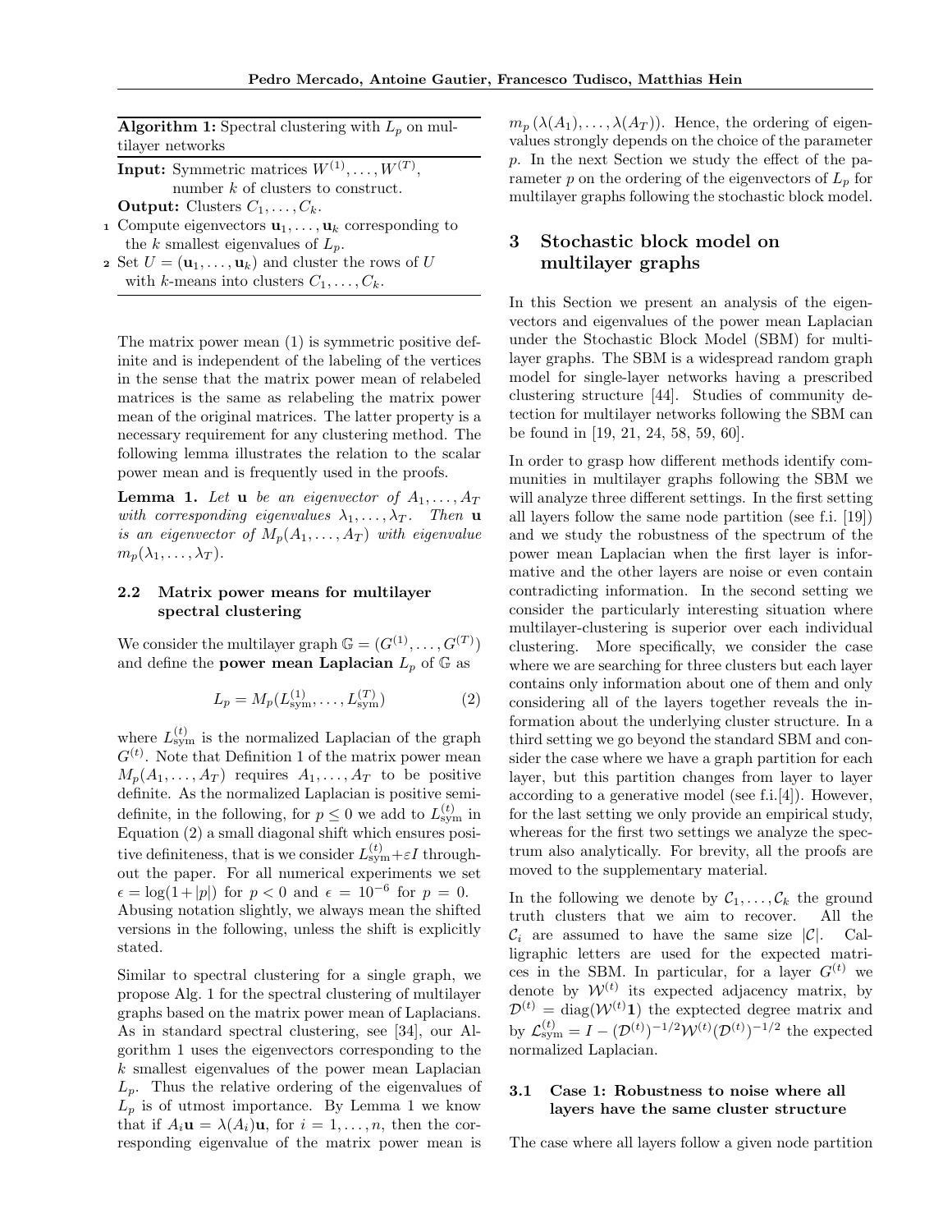**Algorithm 1:** Spectral clustering with $L_p$ on multilayer networks

**Input:** Symmetric matrices $W^{(1)}, \dots, W^{(T)}$, number $k$ of clusters to construct.
**Output:** Clusters $C_1, \dots, C_k$.

1. Compute eigenvectors $\mathbf{u}_1, \dots, \mathbf{u}_k$ corresponding to the $k$ smallest eigenvalues of $L_p$.
2. Set $U = (\mathbf{u}_1, \dots, \mathbf{u}_k)$ and cluster the rows of $U$ with $k$-means into clusters $C_1, \dots, C_k$.

The matrix power mean (1) is symmetric positive definite and is independent of the labeling of the vertices in the sense that the matrix power mean of relabeled matrices is the same as relabeling the matrix power mean of the original matrices. The latter property is a necessary requirement for any clustering method. The following lemma illustrates the relation to the scalar power mean and is frequently used in the proofs.

**Lemma 1.** *Let* $\mathbf{u}$ *be an eigenvector of* $A_1, \dots, A_T$ *with corresponding eigenvalues* $\lambda_1, \dots, \lambda_T$. *Then* $\mathbf{u}$ *is an eigenvector of* $M_p(A_1, \dots, A_T)$ *with eigenvalue* $m_p(\lambda_1, \dots, \lambda_T)$.

### 2.2 Matrix power means for multilayer spectral clustering

We consider the multilayer graph $\mathbb{G} = (G^{(1)}, \dots, G^{(T)})$ and define the **power mean Laplacian** $L_p$ of $\mathbb{G}$ as

$$L_p = M_p(L_{\text{sym}}^{(1)}, \dots, L_{\text{sym}}^{(T)}) \tag{2}$$

where $L_{\text{sym}}^{(t)}$ is the normalized Laplacian of the graph $G^{(t)}$. Note that Definition 1 of the matrix power mean $M_p(A_1, \dots, A_T)$ requires $A_1, \dots, A_T$ to be positive definite. As the normalized Laplacian is positive semi-definite, in the following, for $p \leq 0$ we add to $L_{\text{sym}}^{(t)}$ in Equation (2) a small diagonal shift which ensures positive definiteness, that is we consider $L_{\text{sym}}^{(t)} + \varepsilon I$ throughout the paper. For all numerical experiments we set $\epsilon = \log(1+|p|)$ for $p < 0$ and $\epsilon = 10^{-6}$ for $p = 0$. Abusing notation slightly, we always mean the shifted versions in the following, unless the shift is explicitly stated.

Similar to spectral clustering for a single graph, we propose Alg. 1 for the spectral clustering of multilayer graphs based on the matrix power mean of Laplacians. As in standard spectral clustering, see [34], our Algorithm 1 uses the eigenvectors corresponding to the $k$ smallest eigenvalues of the power mean Laplacian $L_p$. Thus the relative ordering of the eigenvalues of $L_p$ is of utmost importance. By Lemma 1 we know that if $A_i \mathbf{u} = \lambda(A_i)\mathbf{u}$, for $i = 1, \dots, n$, then the corresponding eigenvalue of the matrix power mean is $m_p(\lambda(A_1), \dots, \lambda(A_T))$. Hence, the ordering of eigenvalues strongly depends on the choice of the parameter $p$. In the next Section we study the effect of the parameter $p$ on the ordering of the eigenvectors of $L_p$ for multilayer graphs following the stochastic block model.

## 3 Stochastic block model on multilayer graphs

In this Section we present an analysis of the eigenvectors and eigenvalues of the power mean Laplacian under the Stochastic Block Model (SBM) for multilayer graphs. The SBM is a widespread random graph model for single-layer networks having a prescribed clustering structure [44]. Studies of community detection for multilayer networks following the SBM can be found in [19, 21, 24, 58, 59, 60].

In order to grasp how different methods identify communities in multilayer graphs following the SBM we will analyze three different settings. In the first setting all layers follow the same node partition (see f.i. [19]) and we study the robustness of the spectrum of the power mean Laplacian when the first layer is informative and the other layers are noise or even contain contradicting information. In the second setting we consider the particularly interesting situation where multilayer-clustering is superior over each individual clustering. More specifically, we consider the case where we are searching for three clusters but each layer contains only information about one of them and only considering all of the layers together reveals the information about the underlying cluster structure. In a third setting we go beyond the standard SBM and consider the case where we have a graph partition for each layer, but this partition changes from layer to layer according to a generative model (see f.i.[4]). However, for the last setting we only provide an empirical study, whereas for the first two settings we analyze the spectrum also analytically. For brevity, all the proofs are moved to the supplementary material.

In the following we denote by $\mathcal{C}_1, \dots, \mathcal{C}_k$ the ground truth clusters that we aim to recover. All the $\mathcal{C}_i$ are assumed to have the same size $|\mathcal{C}|$. Calligraphic letters are used for the expected matrices in the SBM. In particular, for a layer $G^{(t)}$ we denote by $\mathcal{W}^{(t)}$ its expected adjacency matrix, by $\mathcal{D}^{(t)} = \text{diag}(\mathcal{W}^{(t)}\mathbf{1})$ the exptected degree matrix and by $\mathcal{L}_{\text{sym}}^{(t)} = I - (\mathcal{D}^{(t)})^{-1/2}\mathcal{W}^{(t)}(\mathcal{D}^{(t)})^{-1/2}$ the expected normalized Laplacian.

### 3.1 Case 1: Robustness to noise where all layers have the same cluster structure

The case where all layers follow a given node partition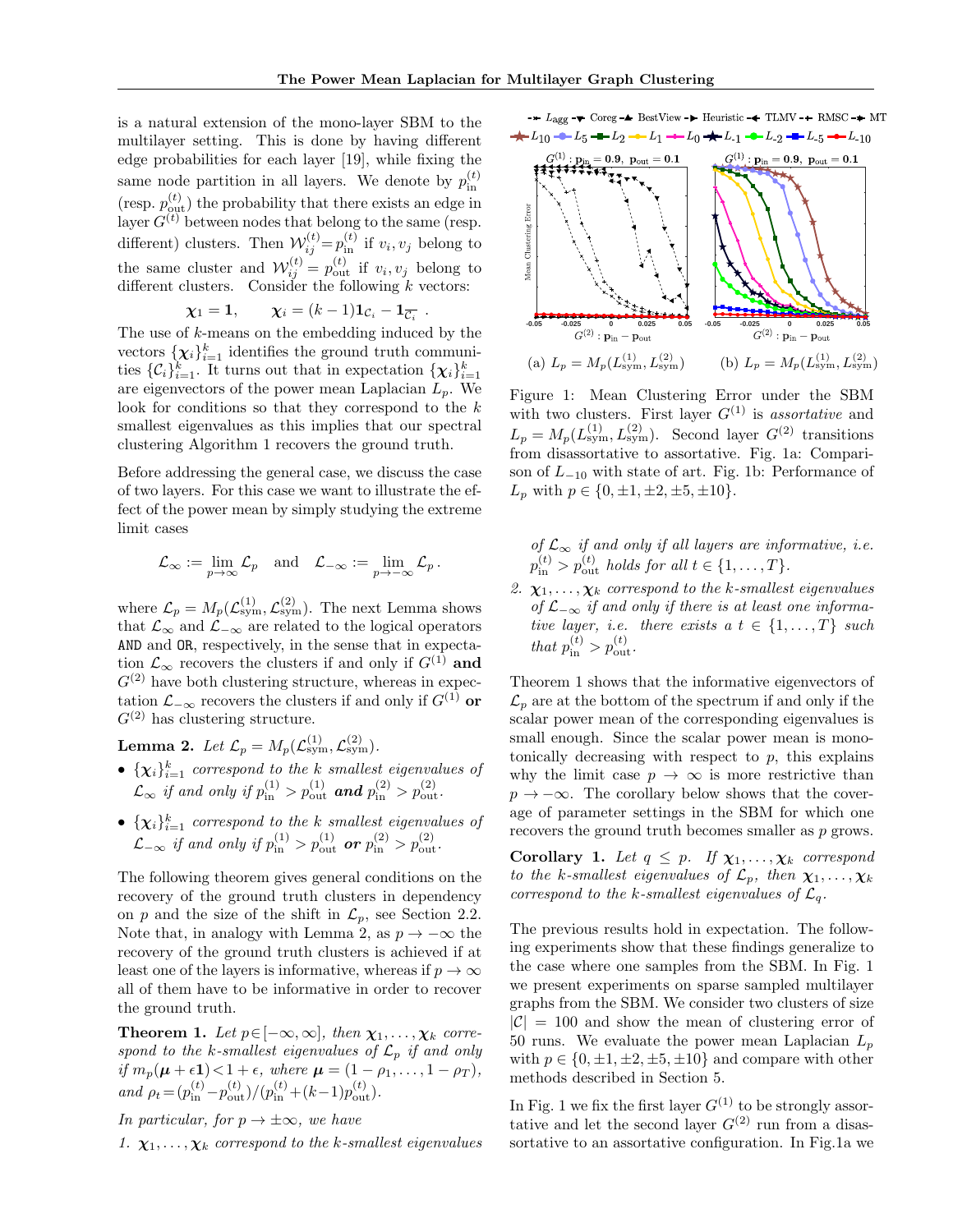is a natural extension of the mono-layer SBM to the multilayer setting. This is done by having different edge probabilities for each layer [19], while fixing the same node partition in all layers. We denote by $p_{\text{in}}^{(t)}$ (resp. $p_{\text{out}}^{(t)}$) the probability that there exists an edge in layer $G^{(t)}$ between nodes that belong to the same (resp. different) clusters. Then $\mathcal{W}_{ij}^{(t)} = p_{\text{in}}^{(t)}$ if $v_i, v_j$ belong to the same cluster and $\mathcal{W}_{ij}^{(t)} = p_{\text{out}}^{(t)}$ if $v_i, v_j$ belong to different clusters. Consider the following $k$ vectors:

$$\boldsymbol{\chi}_1 = \mathbf{1}, \qquad \boldsymbol{\chi}_i = (k-1)\mathbf{1}_{\mathcal{C}_i} - \mathbf{1}_{\overline{\mathcal{C}_i}} \ .$$

The use of $k$-means on the embedding induced by the vectors $\{\boldsymbol{\chi}_i\}_{i=1}^k$ identifies the ground truth communities $\{\mathcal{C}_i\}_{i=1}^k$. It turns out that in expectation $\{\boldsymbol{\chi}_i\}_{i=1}^k$ are eigenvectors of the power mean Laplacian $L_p$. We look for conditions so that they correspond to the $k$ smallest eigenvalues as this implies that our spectral clustering Algorithm 1 recovers the ground truth.

Before addressing the general case, we discuss the case of two layers. For this case we want to illustrate the effect of the power mean by simply studying the extreme limit cases

$$\mathcal{L}_{\infty} := \lim_{p\to\infty} \mathcal{L}_p \quad \text{and} \quad \mathcal{L}_{-\infty} := \lim_{p\to-\infty} \mathcal{L}_p \, .$$

where $\mathcal{L}_p = M_p(\mathcal{L}_{\text{sym}}^{(1)}, \mathcal{L}_{\text{sym}}^{(2)})$. The next Lemma shows that $\mathcal{L}_{\infty}$ and $\mathcal{L}_{-\infty}$ are related to the logical operators AND and OR, respectively, in the sense that in expectation $\mathcal{L}_{\infty}$ recovers the clusters if and only if $G^{(1)}$ **and** $G^{(2)}$ have both clustering structure, whereas in expectation $\mathcal{L}_{-\infty}$ recovers the clusters if and only if $G^{(1)}$ **or** $G^{(2)}$ has clustering structure.

**Lemma 2.** *Let $\mathcal{L}_p = M_p(\mathcal{L}_{\text{sym}}^{(1)}, \mathcal{L}_{\text{sym}}^{(2)})$.*

- *$\{\boldsymbol{\chi}_i\}_{i=1}^k$ correspond to the $k$ smallest eigenvalues of $\mathcal{L}_{\infty}$ if and only if $p_{\text{in}}^{(1)} > p_{\text{out}}^{(1)}$ **and** $p_{\text{in}}^{(2)} > p_{\text{out}}^{(2)}$.*
- *$\{\boldsymbol{\chi}_i\}_{i=1}^k$ correspond to the $k$ smallest eigenvalues of $\mathcal{L}_{-\infty}$ if and only if $p_{\text{in}}^{(1)} > p_{\text{out}}^{(1)}$ **or** $p_{\text{in}}^{(2)} > p_{\text{out}}^{(2)}$.*

The following theorem gives general conditions on the recovery of the ground truth clusters in dependency on $p$ and the size of the shift in $\mathcal{L}_p$, see Section 2.2. Note that, in analogy with Lemma 2, as $p \to -\infty$ the recovery of the ground truth clusters is achieved if at least one of the layers is informative, whereas if $p \to \infty$ all of them have to be informative in order to recover the ground truth.

**Theorem 1.** *Let $p \in [-\infty, \infty]$, then $\boldsymbol{\chi}_1, \ldots, \boldsymbol{\chi}_k$ correspond to the $k$-smallest eigenvalues of $\mathcal{L}_p$ if and only if $m_p(\boldsymbol{\mu} + \epsilon\mathbf{1}) < 1 + \epsilon$, where $\boldsymbol{\mu} = (1-\rho_1, \ldots, 1-\rho_T)$, and $\rho_t = (p_{\text{in}}^{(t)} - p_{\text{out}}^{(t)})/(p_{\text{in}}^{(t)} + (k-1)p_{\text{out}}^{(t)})$.*

*In particular, for $p \to \pm\infty$, we have*

1. *$\boldsymbol{\chi}_1, \ldots, \boldsymbol{\chi}_k$ correspond to the $k$-smallest eigenvalues of $\mathcal{L}_{\infty}$ if and only if all layers are informative, i.e. $p_{\text{in}}^{(t)} > p_{\text{out}}^{(t)}$ holds for all $t \in \{1, \ldots, T\}$.*
2. *$\boldsymbol{\chi}_1, \ldots, \boldsymbol{\chi}_k$ correspond to the $k$-smallest eigenvalues of $\mathcal{L}_{-\infty}$ if and only if there is at least one informative layer, i.e. there exists a $t \in \{1, \ldots, T\}$ such that $p_{\text{in}}^{(t)} > p_{\text{out}}^{(t)}$.*

Theorem 1 shows that the informative eigenvectors of $\mathcal{L}_p$ are at the bottom of the spectrum if and only if the scalar power mean of the corresponding eigenvalues is small enough. Since the scalar power mean is monotonically decreasing with respect to $p$, this explains why the limit case $p \to \infty$ is more restrictive than $p \to -\infty$. The corollary below shows that the coverage of parameter settings in the SBM for which one recovers the ground truth becomes smaller as $p$ grows.

**Corollary 1.** *Let $q \leq p$. If $\boldsymbol{\chi}_1, \ldots, \boldsymbol{\chi}_k$ correspond to the $k$-smallest eigenvalues of $\mathcal{L}_p$, then $\boldsymbol{\chi}_1, \ldots, \boldsymbol{\chi}_k$ correspond to the $k$-smallest eigenvalues of $\mathcal{L}_q$.*

The previous results hold in expectation. The following experiments show that these findings generalize to the case where one samples from the SBM. In Fig. 1 we present experiments on sparse sampled multilayer graphs from the SBM. We consider two clusters of size $|\mathcal{C}| = 100$ and show the mean of clustering error of 50 runs. We evaluate the power mean Laplacian $L_p$ with $p \in \{0, \pm1, \pm2, \pm5, \pm10\}$ and compare with other methods described in Section 5.

In Fig. 1 we fix the first layer $G^{(1)}$ to be strongly assortative and let the second layer $G^{(2)}$ run from a disassortative to an assortative configuration. In Fig.1a we

$L_{agg}$ Coreg BestView Heuristic TLMV RMSC MT
$L_{10}$ $L_5$ $L_2$ $L_1$ $L_0$ $L_{-1}$ $L_{-2}$ $L_{-5}$ $L_{-10}$

$G^{(1)}: \mathbf{p_{in} = 0.9,\ p_{out} = 0.1}$

Mean Clustering Error

-0.05 -0.025 0 0.025 0.05

$G^{(2)}: \mathbf{p_{in} - p_{out}}$

(a) $L_p = M_p(L_{\text{sym}}^{(1)}, L_{\text{sym}}^{(2)})$

$G^{(1)}: \mathbf{p_{in} = 0.9,\ p_{out} = 0.1}$

-0.05 -0.025 0 0.025 0.05

$G^{(2)}: \mathbf{p_{in} - p_{out}}$

(b) $L_p = M_p(L_{\text{sym}}^{(1)}, L_{\text{sym}}^{(2)})$

Figure 1: Mean Clustering Error under the SBM with two clusters. First layer $G^{(1)}$ is *assortative* and $L_p = M_p(L_{\text{sym}}^{(1)}, L_{\text{sym}}^{(2)})$. Second layer $G^{(2)}$ transitions from disassortative to assortative. Fig. 1a: Comparison of $L_{-10}$ with state of art. Fig. 1b: Performance of $L_p$ with $p \in \{0, \pm1, \pm2, \pm5, \pm10\}$.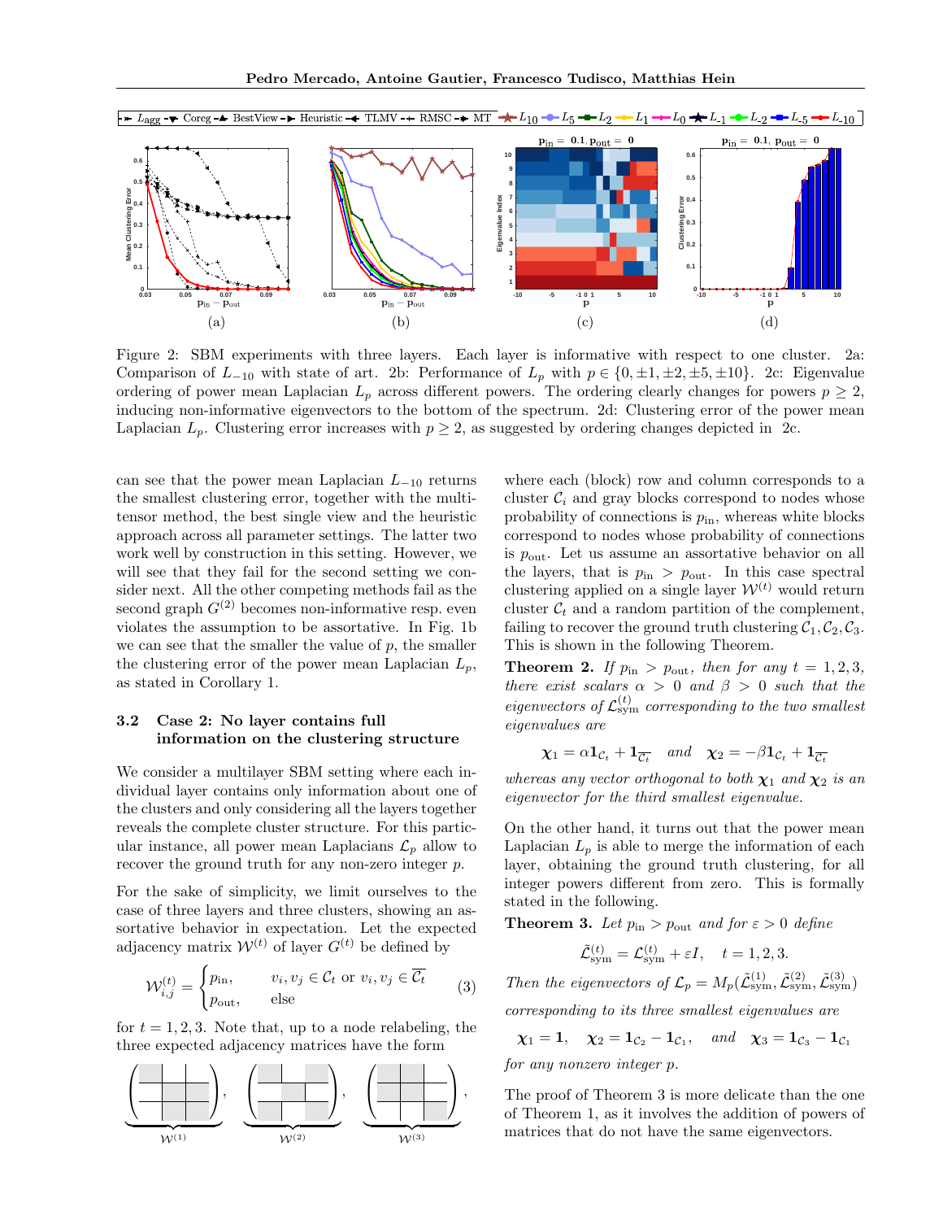$L_{agg}$ Coreg BestView Heuristic TLMV RMSC MT $L_{10}$ $L_5$ $L_2$ $L_1$ $L_0$ $L_{-1}$ $L_{-2}$ $L_{-5}$ $L_{-10}$

Mean Clustering Error

0.6 0.5 0.4 0.3 0.2 0.1 0

0.03 0.05 0.07 0.09

$p_{in} - p_{out}$

(a)

0.03 0.05 0.07 0.09

$p_{in} - p_{out}$

(b)

$p_{in} = 0.1, p_{out} = 0$

Eigenvalue Index

10 9 8 7 6 5 4 3 2 1

-10 -5 -1 0 1 5 10

p

(c)

$p_{in} = 0.1, p_{out} = 0$

Clustering Error

0.6 0.5 0.4 0.3 0.2 0.1 0

-10 -5 -1 0 1 5 10

p

(d)

Figure 2: SBM experiments with three layers. Each layer is informative with respect to one cluster. 2a: Comparison of $L_{-10}$ with state of art. 2b: Performance of $L_p$ with $p \in \{0, \pm 1, \pm 2, \pm 5, \pm 10\}$. 2c: Eigenvalue ordering of power mean Laplacian $L_p$ across different powers. The ordering clearly changes for powers $p \geq 2$, inducing non-informative eigenvectors to the bottom of the spectrum. 2d: Clustering error of the power mean Laplacian $L_p$. Clustering error increases with $p \geq 2$, as suggested by ordering changes depicted in 2c.

can see that the power mean Laplacian $L_{-10}$ returns the smallest clustering error, together with the multi-tensor method, the best single view and the heuristic approach across all parameter settings. The latter two work well by construction in this setting. However, we will see that they fail for the second setting we consider next. All the other competing methods fail as the second graph $G^{(2)}$ becomes non-informative resp. even violates the assumption to be assortative. In Fig. 1b we can see that the smaller the value of $p$, the smaller the clustering error of the power mean Laplacian $L_p$, as stated in Corollary 1.

### 3.2 Case 2: No layer contains full information on the clustering structure

We consider a multilayer SBM setting where each individual layer contains only information about one of the clusters and only considering all the layers together reveals the complete cluster structure. For this particular instance, all power mean Laplacians $\mathcal{L}_p$ allow to recover the ground truth for any non-zero integer $p$.

For the sake of simplicity, we limit ourselves to the case of three layers and three clusters, showing an assortative behavior in expectation. Let the expected adjacency matrix $\mathcal{W}^{(t)}$ of layer $G^{(t)}$ be defined by

$$\mathcal{W}^{(t)}_{i,j} = \begin{cases} p_{\text{in}}, & v_i, v_j \in \mathcal{C}_t \text{ or } v_i, v_j \in \overline{\mathcal{C}_t} \\ p_{\text{out}}, & \text{else} \end{cases} \tag{3}$$

for $t = 1, 2, 3$. Note that, up to a node relabeling, the three expected adjacency matrices have the form

$$\underbrace{\left(\ \ \right)}_{\mathcal{W}^{(1)}}, \quad \underbrace{\left(\ \ \right)}_{\mathcal{W}^{(2)}}, \quad \underbrace{\left(\ \ \right)}_{\mathcal{W}^{(3)}},$$

where each (block) row and column corresponds to a cluster $\mathcal{C}_i$ and gray blocks correspond to nodes whose probability of connections is $p_{\text{in}}$, whereas white blocks correspond to nodes whose probability of connections is $p_{\text{out}}$. Let us assume an assortative behavior on all the layers, that is $p_{\text{in}} > p_{\text{out}}$. In this case spectral clustering applied on a single layer $\mathcal{W}^{(t)}$ would return cluster $\mathcal{C}_t$ and a random partition of the complement, failing to recover the ground truth clustering $\mathcal{C}_1, \mathcal{C}_2, \mathcal{C}_3$. This is shown in the following Theorem.

**Theorem 2.** *If $p_{\text{in}} > p_{\text{out}}$, then for any $t = 1, 2, 3$, there exist scalars $\alpha > 0$ and $\beta > 0$ such that the eigenvectors of $\mathcal{L}^{(t)}_{\text{sym}}$ corresponding to the two smallest eigenvalues are*

$$\boldsymbol{\chi}_1 = \alpha \mathbf{1}_{\mathcal{C}_t} + \mathbf{1}_{\overline{\mathcal{C}_t}} \quad \text{and} \quad \boldsymbol{\chi}_2 = -\beta \mathbf{1}_{\mathcal{C}_t} + \mathbf{1}_{\overline{\mathcal{C}_t}}$$

*whereas any vector orthogonal to both $\boldsymbol{\chi}_1$ and $\boldsymbol{\chi}_2$ is an eigenvector for the third smallest eigenvalue.*

On the other hand, it turns out that the power mean Laplacian $L_p$ is able to merge the information of each layer, obtaining the ground truth clustering, for all integer powers different from zero. This is formally stated in the following.

**Theorem 3.** *Let $p_{\text{in}} > p_{\text{out}}$ and for $\varepsilon > 0$ define*

$$\tilde{\mathcal{L}}^{(t)}_{\text{sym}} = \mathcal{L}^{(t)}_{\text{sym}} + \varepsilon I, \quad t = 1, 2, 3.$$

*Then the eigenvectors of $\mathcal{L}_p = M_p(\tilde{\mathcal{L}}^{(1)}_{\text{sym}}, \tilde{\mathcal{L}}^{(2)}_{\text{sym}}, \tilde{\mathcal{L}}^{(3)}_{\text{sym}})$ corresponding to its three smallest eigenvalues are*

$$\boldsymbol{\chi}_1 = \mathbf{1}, \quad \boldsymbol{\chi}_2 = \mathbf{1}_{\mathcal{C}_2} - \mathbf{1}_{\mathcal{C}_1}, \quad \text{and} \quad \boldsymbol{\chi}_3 = \mathbf{1}_{\mathcal{C}_3} - \mathbf{1}_{\mathcal{C}_1}$$

*for any nonzero integer $p$.*

The proof of Theorem 3 is more delicate than the one of Theorem 1, as it involves the addition of powers of matrices that do not have the same eigenvectors.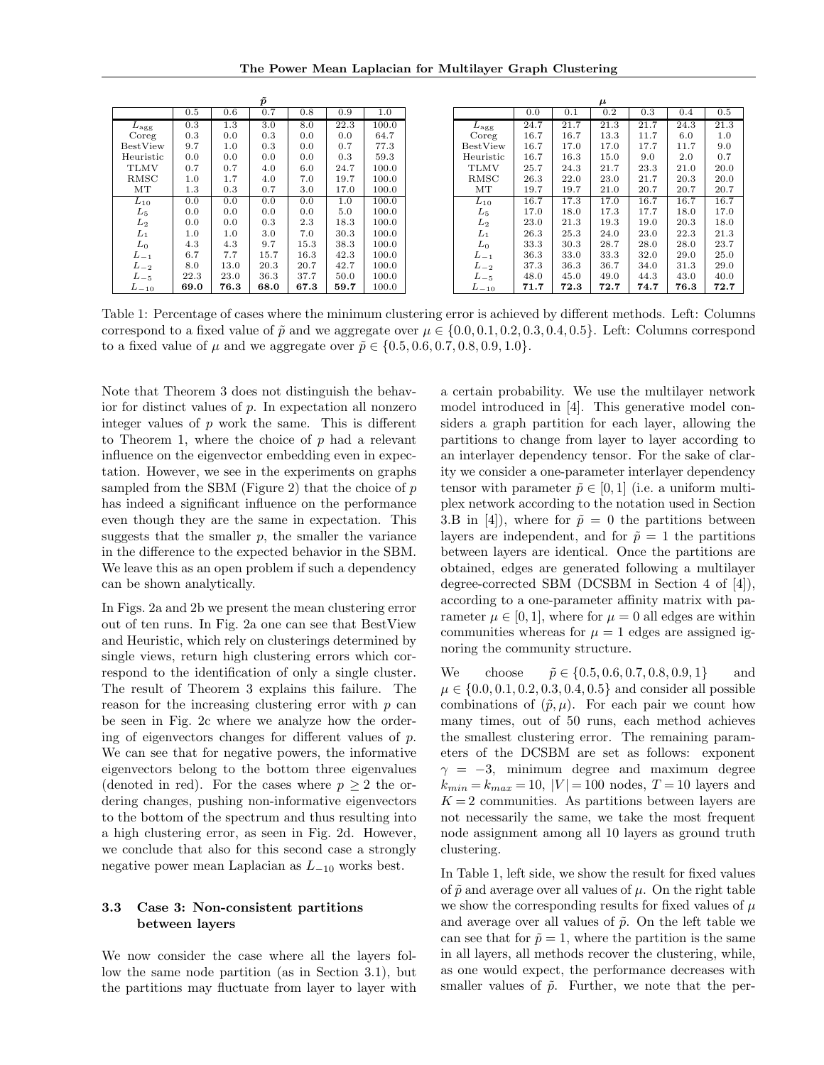| | $\tilde{p}$ | | | | | |
|---|---|---|---|---|---|---|
| | 0.5 | 0.6 | 0.7 | 0.8 | 0.9 | 1.0 |
| $L_{\text{agg}}$ | 0.3 | 1.3 | 3.0 | 8.0 | 22.3 | 100.0 |
| Coreg | 0.3 | 0.0 | 0.3 | 0.0 | 0.0 | 64.7 |
| BestView | 9.7 | 1.0 | 0.3 | 0.0 | 0.7 | 77.3 |
| Heuristic | 0.0 | 0.0 | 0.0 | 0.0 | 0.3 | 59.3 |
| TLMV | 0.7 | 0.7 | 4.0 | 6.0 | 24.7 | 100.0 |
| RMSC | 1.0 | 1.7 | 4.0 | 7.0 | 19.7 | 100.0 |
| MT | 1.3 | 0.3 | 0.7 | 3.0 | 17.0 | 100.0 |
| $L_{10}$ | 0.0 | 0.0 | 0.0 | 0.0 | 1.0 | 100.0 |
| $L_5$ | 0.0 | 0.0 | 0.0 | 0.0 | 5.0 | 100.0 |
| $L_2$ | 0.0 | 0.0 | 0.3 | 2.3 | 18.3 | 100.0 |
| $L_1$ | 1.0 | 1.0 | 3.0 | 7.0 | 30.3 | 100.0 |
| $L_0$ | 4.3 | 4.3 | 9.7 | 15.3 | 38.3 | 100.0 |
| $L_{-1}$ | 6.7 | 7.7 | 15.7 | 16.3 | 42.3 | 100.0 |
| $L_{-2}$ | 8.0 | 13.0 | 20.3 | 20.7 | 42.7 | 100.0 |
| $L_{-5}$ | 22.3 | 23.0 | 36.3 | 37.7 | 50.0 | 100.0 |
| $L_{-10}$ | **69.0** | **76.3** | **68.0** | **67.3** | **59.7** | 100.0 |

| | $\mu$ | | | | | |
|---|---|---|---|---|---|---|
| | 0.0 | 0.1 | 0.2 | 0.3 | 0.4 | 0.5 |
| $L_{\text{agg}}$ | 24.7 | 21.7 | 21.3 | 21.7 | 24.3 | 21.3 |
| Coreg | 16.7 | 16.7 | 13.3 | 11.7 | 6.0 | 1.0 |
| BestView | 16.7 | 17.0 | 17.0 | 17.7 | 11.7 | 9.0 |
| Heuristic | 16.7 | 16.3 | 15.0 | 9.0 | 2.0 | 0.7 |
| TLMV | 25.7 | 24.3 | 21.7 | 23.3 | 21.0 | 20.0 |
| RMSC | 26.3 | 22.0 | 23.0 | 21.7 | 20.3 | 20.0 |
| MT | 19.7 | 19.7 | 21.0 | 20.7 | 20.7 | 20.7 |
| $L_{10}$ | 16.7 | 17.3 | 17.0 | 16.7 | 16.7 | 16.7 |
| $L_5$ | 17.0 | 18.0 | 17.3 | 17.7 | 18.0 | 17.0 |
| $L_2$ | 23.0 | 21.3 | 19.3 | 19.0 | 20.3 | 18.0 |
| $L_1$ | 26.3 | 25.3 | 24.0 | 23.0 | 22.3 | 21.3 |
| $L_0$ | 33.3 | 30.3 | 28.7 | 28.0 | 28.0 | 23.7 |
| $L_{-1}$ | 36.3 | 33.0 | 33.3 | 32.0 | 29.0 | 25.0 |
| $L_{-2}$ | 37.3 | 36.3 | 36.7 | 34.0 | 31.3 | 29.0 |
| $L_{-5}$ | 48.0 | 45.0 | 49.0 | 44.3 | 43.0 | 40.0 |
| $L_{-10}$ | **71.7** | **72.3** | **72.7** | **74.7** | **76.3** | **72.7** |

Table 1: Percentage of cases where the minimum clustering error is achieved by different methods. Left: Columns correspond to a fixed value of $\tilde{p}$ and we aggregate over $\mu \in \{0.0, 0.1, 0.2, 0.3, 0.4, 0.5\}$. Left: Columns correspond to a fixed value of $\mu$ and we aggregate over $\tilde{p} \in \{0.5, 0.6, 0.7, 0.8, 0.9, 1.0\}$.

Note that Theorem 3 does not distinguish the behavior for distinct values of $p$. In expectation all nonzero integer values of $p$ work the same. This is different to Theorem 1, where the choice of $p$ had a relevant influence on the eigenvector embedding even in expectation. However, we see in the experiments on graphs sampled from the SBM (Figure 2) that the choice of $p$ has indeed a significant influence on the performance even though they are the same in expectation. This suggests that the smaller $p$, the smaller the variance in the difference to the expected behavior in the SBM. We leave this as an open problem if such a dependency can be shown analytically.

In Figs. 2a and 2b we present the mean clustering error out of ten runs. In Fig. 2a one can see that BestView and Heuristic, which rely on clusterings determined by single views, return high clustering errors which correspond to the identification of only a single cluster. The result of Theorem 3 explains this failure. The reason for the increasing clustering error with $p$ can be seen in Fig. 2c where we analyze how the ordering of eigenvectors changes for different values of $p$. We can see that for negative powers, the informative eigenvectors belong to the bottom three eigenvalues (denoted in red). For the cases where $p \geq 2$ the ordering changes, pushing non-informative eigenvectors to the bottom of the spectrum and thus resulting into a high clustering error, as seen in Fig. 2d. However, we conclude that also for this second case a strongly negative power mean Laplacian as $L_{-10}$ works best.

### 3.3 Case 3: Non-consistent partitions between layers

We now consider the case where all the layers follow the same node partition (as in Section 3.1), but the partitions may fluctuate from layer to layer with a certain probability. We use the multilayer network model introduced in [4]. This generative model considers a graph partition for each layer, allowing the partitions to change from layer to layer according to an interlayer dependency tensor. For the sake of clarity we consider a one-parameter interlayer dependency tensor with parameter $\tilde{p} \in [0, 1]$ (i.e. a uniform multiplex network according to the notation used in Section 3.B in [4]), where for $\tilde{p} = 0$ the partitions between layers are independent, and for $\tilde{p} = 1$ the partitions between layers are identical. Once the partitions are obtained, edges are generated following a multilayer degree-corrected SBM (DCSBM in Section 4 of [4]), according to a one-parameter affinity matrix with parameter $\mu \in [0, 1]$, where for $\mu = 0$ all edges are within communities whereas for $\mu = 1$ edges are assigned ignoring the community structure.

We choose $\tilde{p} \in \{0.5, 0.6, 0.7, 0.8, 0.9, 1\}$ and $\mu \in \{0.0, 0.1, 0.2, 0.3, 0.4, 0.5\}$ and consider all possible combinations of $(\tilde{p}, \mu)$. For each pair we count how many times, out of 50 runs, each method achieves the smallest clustering error. The remaining parameters of the DCSBM are set as follows: exponent $\gamma = -3$, minimum degree and maximum degree $k_{min} = k_{max} = 10$, $|V| = 100$ nodes, $T = 10$ layers and $K = 2$ communities. As partitions between layers are not necessarily the same, we take the most frequent node assignment among all 10 layers as ground truth clustering.

In Table 1, left side, we show the result for fixed values of $\tilde{p}$ and average over all values of $\mu$. On the right table we show the corresponding results for fixed values of $\mu$ and average over all values of $\tilde{p}$. On the left table we can see that for $\tilde{p} = 1$, where the partition is the same in all layers, all methods recover the clustering, while, as one would expect, the performance decreases with smaller values of $\tilde{p}$. Further, we note that the per-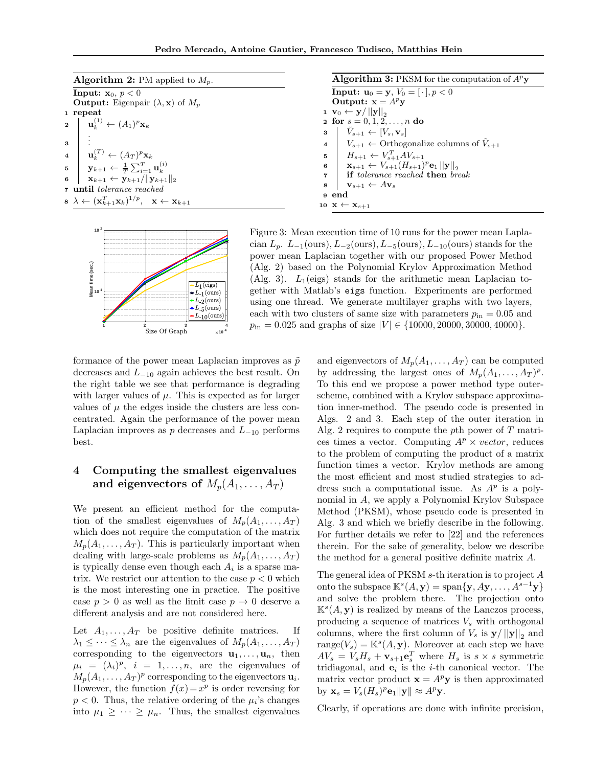**Algorithm 2:** PM applied to $M_p$.

**Input:** $\mathbf{x}_0$, $p < 0$
**Output:** Eigenpair $(\lambda, \mathbf{x})$ of $M_p$

```
1 repeat
2     u_k^(1) ← (A_1)^p x_k
3     ⋮
4     u_k^(T) ← (A_T)^p x_k
5     y_{k+1} ← (1/T) Σ_{i=1}^T u_k^(i)
6     x_{k+1} ← y_{k+1}/||y_{k+1}||_2
7 until tolerance reached
8 λ ← (x_{k+1}^T x_k)^{1/p},   x ← x_{k+1}
```

**Algorithm 3:** PKSM for the computation of $A^p\mathbf{y}$

**Input:** $\mathbf{u}_0 = \mathbf{y}$, $V_0 = [\,\cdot\,]$, $p < 0$
**Output:** $\mathbf{x} = A^p\mathbf{y}$

```
1  v_0 ← y/||y||_2
2  for s = 0, 1, 2, ..., n do
3      Ṽ_{s+1} ← [V_s, v_s]
4      V_{s+1} ← Orthogonalize columns of Ṽ_{s+1}
5      H_{s+1} ← V_{s+1}^T A V_{s+1}
6      x_{s+1} ← V_{s+1}(H_{s+1})^p e_1 ||y||_2
7      if tolerance reached then break
8      v_{s+1} ← A v_s
9  end
10 x ← x_{s+1}
```

Mean time (sec.)
$10^2$
$10^1$
Size Of Graph
$\times 10^4$
1 2 3 4
$L_1$(eigs)
$L_{-1}$(ours)
$L_{-2}$(ours)
$L_{-5}$(ours)
$L_{-10}$(ours)

Figure 3: Mean execution time of 10 runs for the power mean Laplacian $L_p$. $L_{-1}$(ours), $L_{-2}$(ours), $L_{-5}$(ours), $L_{-10}$(ours) stands for the power mean Laplacian together with our proposed Power Method (Alg. 2) based on the Polynomial Krylov Approximation Method (Alg. 3). $L_1$(eigs) stands for the arithmetic mean Laplacian together with Matlab's `eigs` function. Experiments are performed using one thread. We generate multilayer graphs with two layers, each with two clusters of same size with parameters $p_{\text{in}} = 0.05$ and $p_{\text{in}} = 0.025$ and graphs of size $|V| \in \{10000, 20000, 30000, 40000\}$.

formance of the power mean Laplacian improves as $\tilde{p}$ decreases and $L_{-10}$ again achieves the best result. On the right table we see that performance is degrading with larger values of $\mu$. This is expected as for larger values of $\mu$ the edges inside the clusters are less concentrated. Again the performance of the power mean Laplacian improves as $p$ decreases and $L_{-10}$ performs best.

## 4 Computing the smallest eigenvalues and eigenvectors of $M_p(A_1, \ldots, A_T)$

We present an efficient method for the computation of the smallest eigenvalues of $M_p(A_1, \ldots, A_T)$ which does not require the computation of the matrix $M_p(A_1, \ldots, A_T)$. This is particularly important when dealing with large-scale problems as $M_p(A_1, \ldots, A_T)$ is typically dense even though each $A_i$ is a sparse matrix. We restrict our attention to the case $p < 0$ which is the most interesting one in practice. The positive case $p > 0$ as well as the limit case $p \to 0$ deserve a different analysis and are not considered here.

Let $A_1, \ldots, A_T$ be positive definite matrices. If $\lambda_1 \leq \cdots \leq \lambda_n$ are the eigenvalues of $M_p(A_1, \ldots, A_T)$ corresponding to the eigenvectors $\mathbf{u}_1, \ldots, \mathbf{u}_n$, then $\mu_i = (\lambda_i)^p$, $i = 1, \ldots, n$, are the eigenvalues of $M_p(A_1, \ldots, A_T)^p$ corresponding to the eigenvectors $\mathbf{u}_i$. However, the function $f(x) = x^p$ is order reversing for $p < 0$. Thus, the relative ordering of the $\mu_i$'s changes into $\mu_1 \geq \cdots \geq \mu_n$. Thus, the smallest eigenvalues and eigenvectors of $M_p(A_1, \ldots, A_T)$ can be computed by addressing the largest ones of $M_p(A_1, \ldots, A_T)^p$. To this end we propose a power method type outer-scheme, combined with a Krylov subspace approximation inner-method. The pseudo code is presented in Algs. 2 and 3. Each step of the outer iteration in Alg. 2 requires to compute the $p$th power of $T$ matrices times a vector. Computing $A^p \times \textit{vector}$, reduces to the problem of computing the product of a matrix function times a vector. Krylov methods are among the most efficient and most studied strategies to address such a computational issue. As $A^p$ is a polynomial in $A$, we apply a Polynomial Krylov Subspace Method (PKSM), whose pseudo code is presented in Alg. 3 and which we briefly describe in the following. For further details we refer to [22] and the references therein. For the sake of generality, below we describe the method for a general positive definite matrix $A$.

The general idea of PKSM $s$-th iteration is to project $A$ onto the subspace $\mathbb{K}^s(A, \mathbf{y}) = \text{span}\{\mathbf{y}, A\mathbf{y}, \ldots, A^{s-1}\mathbf{y}\}$ and solve the problem there. The projection onto $\mathbb{K}^s(A, \mathbf{y})$ is realized by means of the Lanczos process, producing a sequence of matrices $V_s$ with orthogonal columns, where the first column of $V_s$ is $\mathbf{y}/\,||\mathbf{y}||_2$ and $\text{range}(V_s) = \mathbb{K}^s(A, \mathbf{y})$. Moreover at each step we have $AV_s = V_s H_s + \mathbf{v}_{s+1}\mathbf{e}_s^T$ where $H_s$ is $s \times s$ symmetric tridiagonal, and $\mathbf{e}_i$ is the $i$-th canonical vector. The matrix vector product $\mathbf{x} = A^p\mathbf{y}$ is then approximated by $\mathbf{x}_s = V_s(H_s)^p\mathbf{e}_1\|\mathbf{y}\| \approx A^p\mathbf{y}$.

Clearly, if operations are done with infinite precision,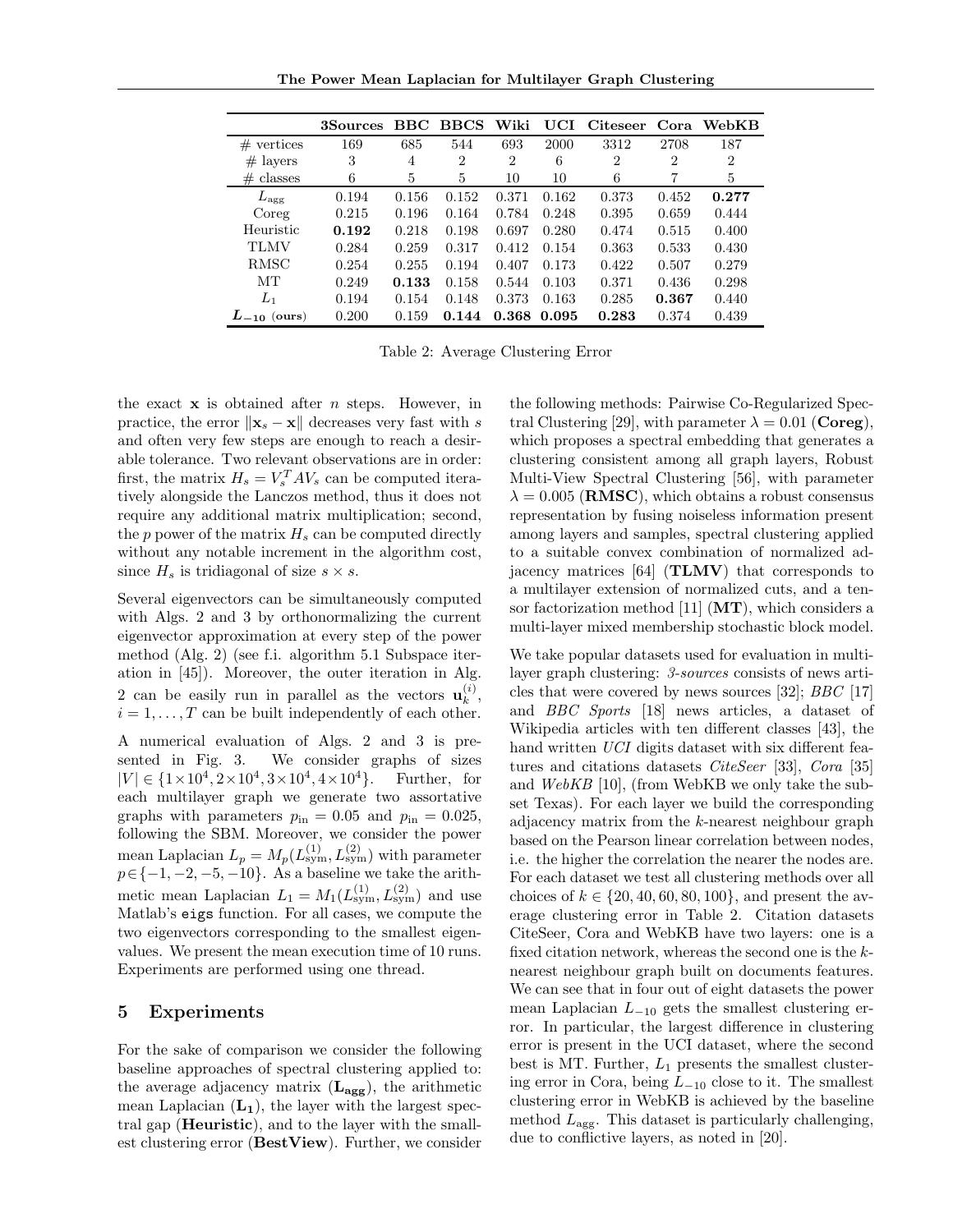|  | **3Sources** | **BBC** | **BBCS** | **Wiki** | **UCI** | **Citeseer** | **Cora** | **WebKB** |
|---|---|---|---|---|---|---|---|---|
| # vertices | 169 | 685 | 544 | 693 | 2000 | 3312 | 2708 | 187 |
| # layers | 3 | 4 | 2 | 2 | 6 | 2 | 2 | 2 |
| # classes | 6 | 5 | 5 | 10 | 10 | 6 | 7 | 5 |
| $L_{\text{agg}}$ | 0.194 | 0.156 | 0.152 | 0.371 | 0.162 | 0.373 | 0.452 | **0.277** |
| Coreg | 0.215 | 0.196 | 0.164 | 0.784 | 0.248 | 0.395 | 0.659 | 0.444 |
| Heuristic | **0.192** | 0.218 | 0.198 | 0.697 | 0.280 | 0.474 | 0.515 | 0.400 |
| TLMV | 0.284 | 0.259 | 0.317 | 0.412 | 0.154 | 0.363 | 0.533 | 0.430 |
| RMSC | 0.254 | 0.255 | 0.194 | 0.407 | 0.173 | 0.422 | 0.507 | 0.279 |
| MT | 0.249 | **0.133** | 0.158 | 0.544 | 0.103 | 0.371 | 0.436 | 0.298 |
| $L_1$ | 0.194 | 0.154 | 0.148 | 0.373 | 0.163 | 0.285 | **0.367** | 0.440 |
| $\boldsymbol{L_{-10}}$ **(ours)** | 0.200 | 0.159 | **0.144** | **0.368** | **0.095** | **0.283** | 0.374 | 0.439 |

Table 2: Average Clustering Error

the exact $\mathbf{x}$ is obtained after $n$ steps. However, in practice, the error $\|\mathbf{x}_s - \mathbf{x}\|$ decreases very fast with $s$ and often very few steps are enough to reach a desirable tolerance. Two relevant observations are in order: first, the matrix $H_s = V_s^T A V_s$ can be computed iteratively alongside the Lanczos method, thus it does not require any additional matrix multiplication; second, the $p$ power of the matrix $H_s$ can be computed directly without any notable increment in the algorithm cost, since $H_s$ is tridiagonal of size $s \times s$.

Several eigenvectors can be simultaneously computed with Algs. 2 and 3 by orthonormalizing the current eigenvector approximation at every step of the power method (Alg. 2) (see f.i. algorithm 5.1 Subspace iteration in [45]). Moreover, the outer iteration in Alg. 2 can be easily run in parallel as the vectors $\mathbf{u}_k^{(i)}$, $i = 1, \ldots, T$ can be built independently of each other.

A numerical evaluation of Algs. 2 and 3 is presented in Fig. 3. We consider graphs of sizes $|V| \in \{1\times 10^4, 2\times 10^4, 3\times 10^4, 4\times 10^4\}$. Further, for each multilayer graph we generate two assortative graphs with parameters $p_{\text{in}} = 0.05$ and $p_{\text{in}} = 0.025$, following the SBM. Moreover, we consider the power mean Laplacian $L_p = M_p(L_{\text{sym}}^{(1)}, L_{\text{sym}}^{(2)})$ with parameter $p \in \{-1, -2, -5, -10\}$. As a baseline we take the arithmetic mean Laplacian $L_1 = M_1(L_{\text{sym}}^{(1)}, L_{\text{sym}}^{(2)})$ and use Matlab's `eigs` function. For all cases, we compute the two eigenvectors corresponding to the smallest eigenvalues. We present the mean execution time of 10 runs. Experiments are performed using one thread.

## 5 Experiments

For the sake of comparison we consider the following baseline approaches of spectral clustering applied to: the average adjacency matrix ($\mathbf{L_{agg}}$), the arithmetic mean Laplacian ($\mathbf{L_1}$), the layer with the largest spectral gap (**Heuristic**), and to the layer with the smallest clustering error (**BestView**). Further, we consider the following methods: Pairwise Co-Regularized Spectral Clustering [29], with parameter $\lambda = 0.01$ (**Coreg**), which proposes a spectral embedding that generates a clustering consistent among all graph layers, Robust Multi-View Spectral Clustering [56], with parameter $\lambda = 0.005$ (**RMSC**), which obtains a robust consensus representation by fusing noiseless information present among layers and samples, spectral clustering applied to a suitable convex combination of normalized adjacency matrices [64] (**TLMV**) that corresponds to a multilayer extension of normalized cuts, and a tensor factorization method [11] (**MT**), which considers a multi-layer mixed membership stochastic block model.

We take popular datasets used for evaluation in multilayer graph clustering: *3-sources* consists of news articles that were covered by news sources [32]; *BBC* [17] and *BBC Sports* [18] news articles, a dataset of Wikipedia articles with ten different classes [43], the hand written *UCI* digits dataset with six different features and citations datasets *CiteSeer* [33], *Cora* [35] and *WebKB* [10], (from WebKB we only take the subset Texas). For each layer we build the corresponding adjacency matrix from the $k$-nearest neighbour graph based on the Pearson linear correlation between nodes, i.e. the higher the correlation the nearer the nodes are. For each dataset we test all clustering methods over all choices of $k \in \{20, 40, 60, 80, 100\}$, and present the average clustering error in Table 2. Citation datasets CiteSeer, Cora and WebKB have two layers: one is a fixed citation network, whereas the second one is the $k$-nearest neighbour graph built on documents features. We can see that in four out of eight datasets the power mean Laplacian $L_{-10}$ gets the smallest clustering error. In particular, the largest difference in clustering error is present in the UCI dataset, where the second best is MT. Further, $L_1$ presents the smallest clustering error in Cora, being $L_{-10}$ close to it. The smallest clustering error in WebKB is achieved by the baseline method $L_{\text{agg}}$. This dataset is particularly challenging, due to conflictive layers, as noted in [20].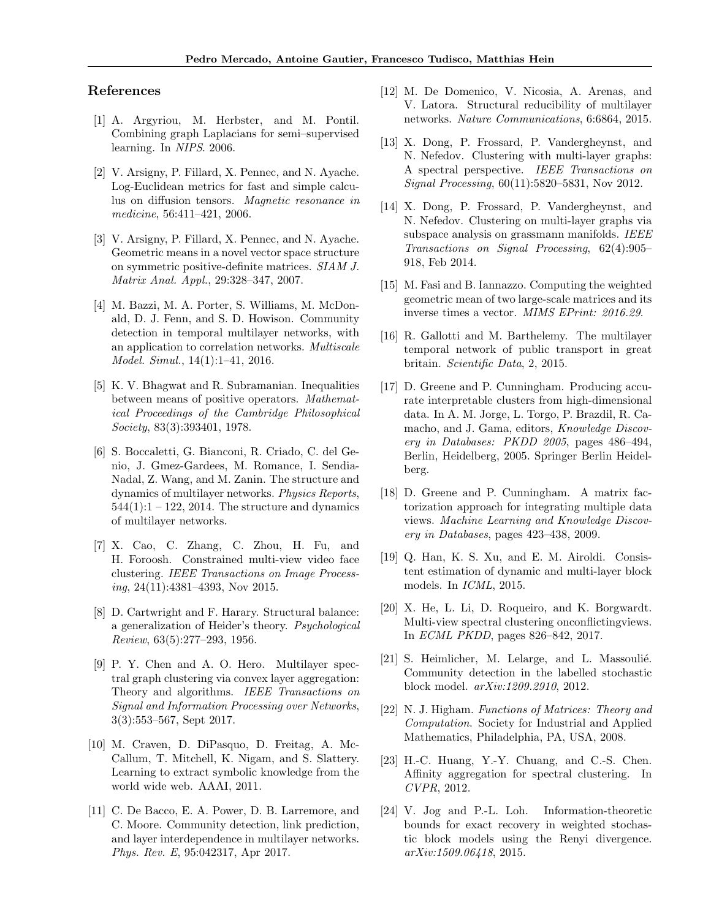## References

[1] A. Argyriou, M. Herbster, and M. Pontil. Combining graph Laplacians for semi–supervised learning. In *NIPS*. 2006.

[2] V. Arsigny, P. Fillard, X. Pennec, and N. Ayache. Log-Euclidean metrics for fast and simple calculus on diffusion tensors. *Magnetic resonance in medicine*, 56:411–421, 2006.

[3] V. Arsigny, P. Fillard, X. Pennec, and N. Ayache. Geometric means in a novel vector space structure on symmetric positive-definite matrices. *SIAM J. Matrix Anal. Appl.*, 29:328–347, 2007.

[4] M. Bazzi, M. A. Porter, S. Williams, M. McDonald, D. J. Fenn, and S. D. Howison. Community detection in temporal multilayer networks, with an application to correlation networks. *Multiscale Model. Simul.*, 14(1):1–41, 2016.

[5] K. V. Bhagwat and R. Subramanian. Inequalities between means of positive operators. *Mathematical Proceedings of the Cambridge Philosophical Society*, 83(3):393401, 1978.

[6] S. Boccaletti, G. Bianconi, R. Criado, C. del Genio, J. Gmez-Gardees, M. Romance, I. Sendia-Nadal, Z. Wang, and M. Zanin. The structure and dynamics of multilayer networks. *Physics Reports*, 544(1):1 – 122, 2014. The structure and dynamics of multilayer networks.

[7] X. Cao, C. Zhang, C. Zhou, H. Fu, and H. Foroosh. Constrained multi-view video face clustering. *IEEE Transactions on Image Processing*, 24(11):4381–4393, Nov 2015.

[8] D. Cartwright and F. Harary. Structural balance: a generalization of Heider's theory. *Psychological Review*, 63(5):277–293, 1956.

[9] P. Y. Chen and A. O. Hero. Multilayer spectral graph clustering via convex layer aggregation: Theory and algorithms. *IEEE Transactions on Signal and Information Processing over Networks*, 3(3):553–567, Sept 2017.

[10] M. Craven, D. DiPasquo, D. Freitag, A. McCallum, T. Mitchell, K. Nigam, and S. Slattery. Learning to extract symbolic knowledge from the world wide web. AAAI, 2011.

[11] C. De Bacco, E. A. Power, D. B. Larremore, and C. Moore. Community detection, link prediction, and layer interdependence in multilayer networks. *Phys. Rev. E*, 95:042317, Apr 2017.

[12] M. De Domenico, V. Nicosia, A. Arenas, and V. Latora. Structural reducibility of multilayer networks. *Nature Communications*, 6:6864, 2015.

[13] X. Dong, P. Frossard, P. Vandergheynst, and N. Nefedov. Clustering with multi-layer graphs: A spectral perspective. *IEEE Transactions on Signal Processing*, 60(11):5820–5831, Nov 2012.

[14] X. Dong, P. Frossard, P. Vandergheynst, and N. Nefedov. Clustering on multi-layer graphs via subspace analysis on grassmann manifolds. *IEEE Transactions on Signal Processing*, 62(4):905–918, Feb 2014.

[15] M. Fasi and B. Iannazzo. Computing the weighted geometric mean of two large-scale matrices and its inverse times a vector. *MIMS EPrint: 2016.29*.

[16] R. Gallotti and M. Barthelemy. The multilayer temporal network of public transport in great britain. *Scientific Data*, 2, 2015.

[17] D. Greene and P. Cunningham. Producing accurate interpretable clusters from high-dimensional data. In A. M. Jorge, L. Torgo, P. Brazdil, R. Camacho, and J. Gama, editors, *Knowledge Discovery in Databases: PKDD 2005*, pages 486–494, Berlin, Heidelberg, 2005. Springer Berlin Heidelberg.

[18] D. Greene and P. Cunningham. A matrix factorization approach for integrating multiple data views. *Machine Learning and Knowledge Discovery in Databases*, pages 423–438, 2009.

[19] Q. Han, K. S. Xu, and E. M. Airoldi. Consistent estimation of dynamic and multi-layer block models. In *ICML*, 2015.

[20] X. He, L. Li, D. Roqueiro, and K. Borgwardt. Multi-view spectral clustering onconflictingviews. In *ECML PKDD*, pages 826–842, 2017.

[21] S. Heimlicher, M. Lelarge, and L. Massoulié. Community detection in the labelled stochastic block model. *arXiv:1209.2910*, 2012.

[22] N. J. Higham. *Functions of Matrices: Theory and Computation*. Society for Industrial and Applied Mathematics, Philadelphia, PA, USA, 2008.

[23] H.-C. Huang, Y.-Y. Chuang, and C.-S. Chen. Affinity aggregation for spectral clustering. In *CVPR*, 2012.

[24] V. Jog and P.-L. Loh. Information-theoretic bounds for exact recovery in weighted stochastic block models using the Renyi divergence. *arXiv:1509.06418*, 2015.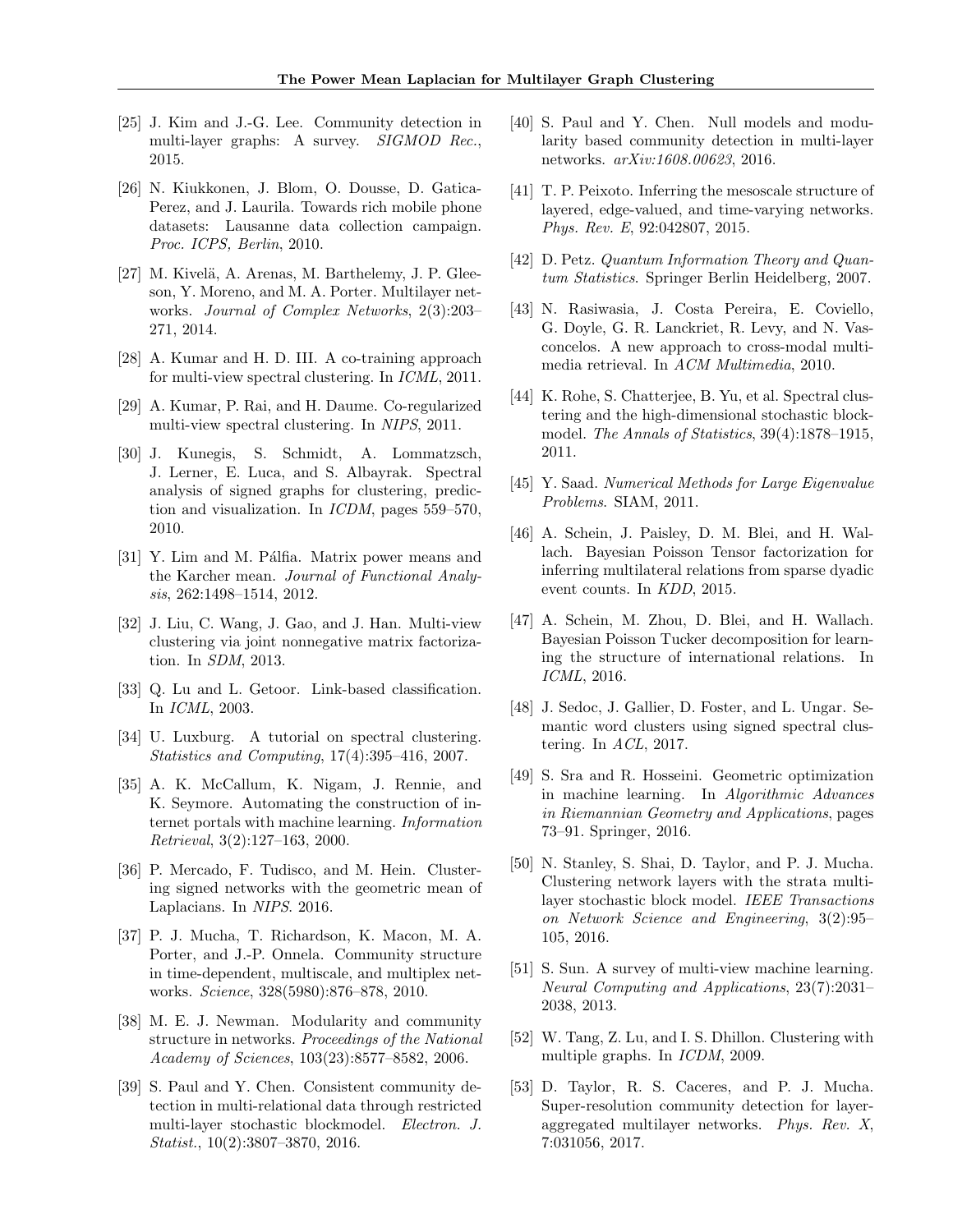[25] J. Kim and J.-G. Lee. Community detection in multi-layer graphs: A survey. *SIGMOD Rec.*, 2015.

[26] N. Kiukkonen, J. Blom, O. Dousse, D. Gatica-Perez, and J. Laurila. Towards rich mobile phone datasets: Lausanne data collection campaign. *Proc. ICPS, Berlin*, 2010.

[27] M. Kivelä, A. Arenas, M. Barthelemy, J. P. Gleeson, Y. Moreno, and M. A. Porter. Multilayer networks. *Journal of Complex Networks*, 2(3):203–271, 2014.

[28] A. Kumar and H. D. III. A co-training approach for multi-view spectral clustering. In *ICML*, 2011.

[29] A. Kumar, P. Rai, and H. Daume. Co-regularized multi-view spectral clustering. In *NIPS*, 2011.

[30] J. Kunegis, S. Schmidt, A. Lommatzsch, J. Lerner, E. Luca, and S. Albayrak. Spectral analysis of signed graphs for clustering, prediction and visualization. In *ICDM*, pages 559–570, 2010.

[31] Y. Lim and M. Pálfia. Matrix power means and the Karcher mean. *Journal of Functional Analysis*, 262:1498–1514, 2012.

[32] J. Liu, C. Wang, J. Gao, and J. Han. Multi-view clustering via joint nonnegative matrix factorization. In *SDM*, 2013.

[33] Q. Lu and L. Getoor. Link-based classification. In *ICML*, 2003.

[34] U. Luxburg. A tutorial on spectral clustering. *Statistics and Computing*, 17(4):395–416, 2007.

[35] A. K. McCallum, K. Nigam, J. Rennie, and K. Seymore. Automating the construction of internet portals with machine learning. *Information Retrieval*, 3(2):127–163, 2000.

[36] P. Mercado, F. Tudisco, and M. Hein. Clustering signed networks with the geometric mean of Laplacians. In *NIPS*. 2016.

[37] P. J. Mucha, T. Richardson, K. Macon, M. A. Porter, and J.-P. Onnela. Community structure in time-dependent, multiscale, and multiplex networks. *Science*, 328(5980):876–878, 2010.

[38] M. E. J. Newman. Modularity and community structure in networks. *Proceedings of the National Academy of Sciences*, 103(23):8577–8582, 2006.

[39] S. Paul and Y. Chen. Consistent community detection in multi-relational data through restricted multi-layer stochastic blockmodel. *Electron. J. Statist.*, 10(2):3807–3870, 2016.

[40] S. Paul and Y. Chen. Null models and modularity based community detection in multi-layer networks. *arXiv:1608.00623*, 2016.

[41] T. P. Peixoto. Inferring the mesoscale structure of layered, edge-valued, and time-varying networks. *Phys. Rev. E*, 92:042807, 2015.

[42] D. Petz. *Quantum Information Theory and Quantum Statistics*. Springer Berlin Heidelberg, 2007.

[43] N. Rasiwasia, J. Costa Pereira, E. Coviello, G. Doyle, G. R. Lanckriet, R. Levy, and N. Vasconcelos. A new approach to cross-modal multimedia retrieval. In *ACM Multimedia*, 2010.

[44] K. Rohe, S. Chatterjee, B. Yu, et al. Spectral clustering and the high-dimensional stochastic blockmodel. *The Annals of Statistics*, 39(4):1878–1915, 2011.

[45] Y. Saad. *Numerical Methods for Large Eigenvalue Problems*. SIAM, 2011.

[46] A. Schein, J. Paisley, D. M. Blei, and H. Wallach. Bayesian Poisson Tensor factorization for inferring multilateral relations from sparse dyadic event counts. In *KDD*, 2015.

[47] A. Schein, M. Zhou, D. Blei, and H. Wallach. Bayesian Poisson Tucker decomposition for learning the structure of international relations. In *ICML*, 2016.

[48] J. Sedoc, J. Gallier, D. Foster, and L. Ungar. Semantic word clusters using signed spectral clustering. In *ACL*, 2017.

[49] S. Sra and R. Hosseini. Geometric optimization in machine learning. In *Algorithmic Advances in Riemannian Geometry and Applications*, pages 73–91. Springer, 2016.

[50] N. Stanley, S. Shai, D. Taylor, and P. J. Mucha. Clustering network layers with the strata multilayer stochastic block model. *IEEE Transactions on Network Science and Engineering*, 3(2):95–105, 2016.

[51] S. Sun. A survey of multi-view machine learning. *Neural Computing and Applications*, 23(7):2031–2038, 2013.

[52] W. Tang, Z. Lu, and I. S. Dhillon. Clustering with multiple graphs. In *ICDM*, 2009.

[53] D. Taylor, R. S. Caceres, and P. J. Mucha. Super-resolution community detection for layer-aggregated multilayer networks. *Phys. Rev. X*, 7:031056, 2017.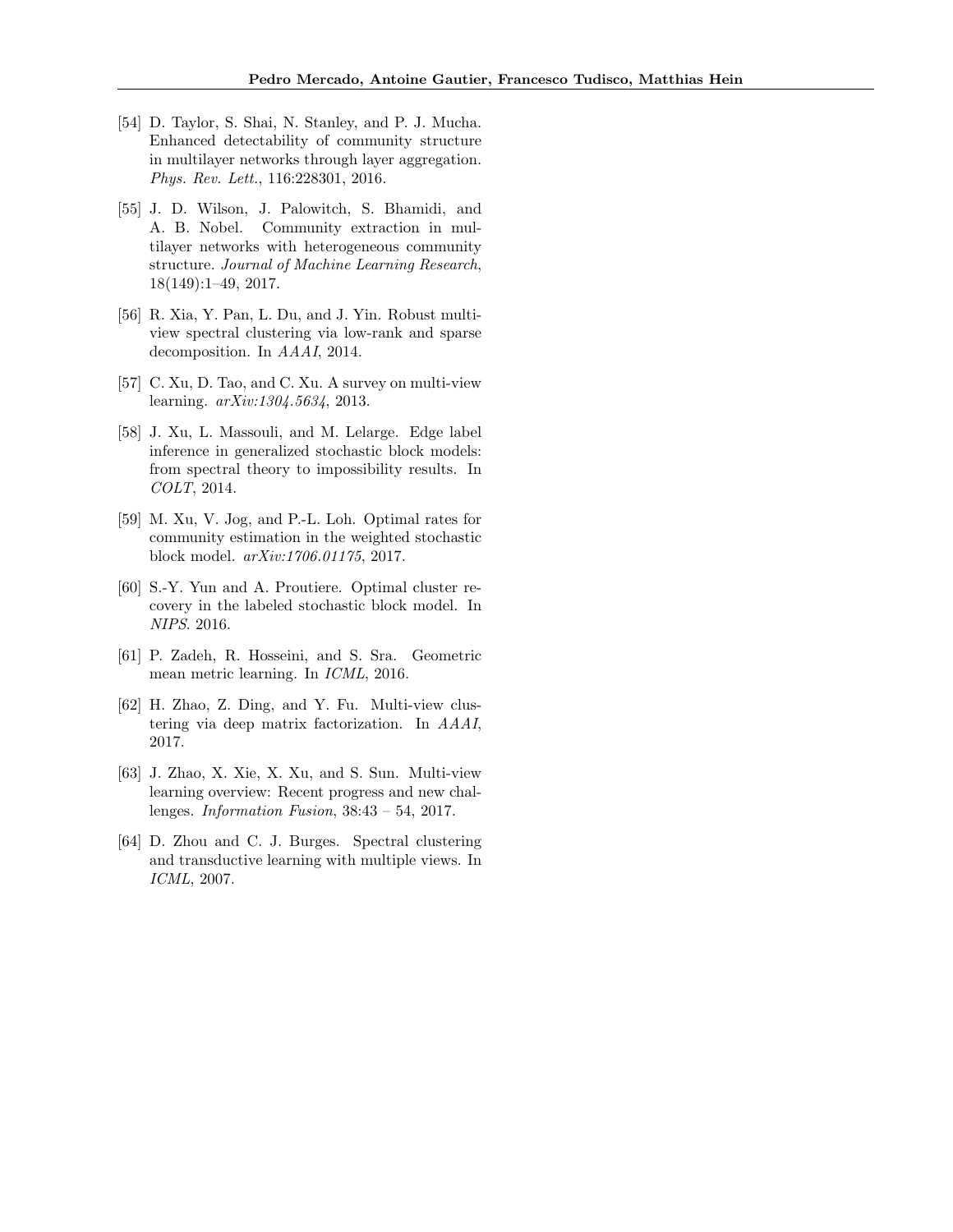[54] D. Taylor, S. Shai, N. Stanley, and P. J. Mucha. Enhanced detectability of community structure in multilayer networks through layer aggregation. *Phys. Rev. Lett.*, 116:228301, 2016.

[55] J. D. Wilson, J. Palowitch, S. Bhamidi, and A. B. Nobel. Community extraction in multilayer networks with heterogeneous community structure. *Journal of Machine Learning Research*, 18(149):1–49, 2017.

[56] R. Xia, Y. Pan, L. Du, and J. Yin. Robust multi-view spectral clustering via low-rank and sparse decomposition. In *AAAI*, 2014.

[57] C. Xu, D. Tao, and C. Xu. A survey on multi-view learning. *arXiv:1304.5634*, 2013.

[58] J. Xu, L. Massouli, and M. Lelarge. Edge label inference in generalized stochastic block models: from spectral theory to impossibility results. In *COLT*, 2014.

[59] M. Xu, V. Jog, and P.-L. Loh. Optimal rates for community estimation in the weighted stochastic block model. *arXiv:1706.01175*, 2017.

[60] S.-Y. Yun and A. Proutiere. Optimal cluster recovery in the labeled stochastic block model. In *NIPS*. 2016.

[61] P. Zadeh, R. Hosseini, and S. Sra. Geometric mean metric learning. In *ICML*, 2016.

[62] H. Zhao, Z. Ding, and Y. Fu. Multi-view clustering via deep matrix factorization. In *AAAI*, 2017.

[63] J. Zhao, X. Xie, X. Xu, and S. Sun. Multi-view learning overview: Recent progress and new challenges. *Information Fusion*, 38:43 – 54, 2017.

[64] D. Zhou and C. J. Burges. Spectral clustering and transductive learning with multiple views. In *ICML*, 2007.